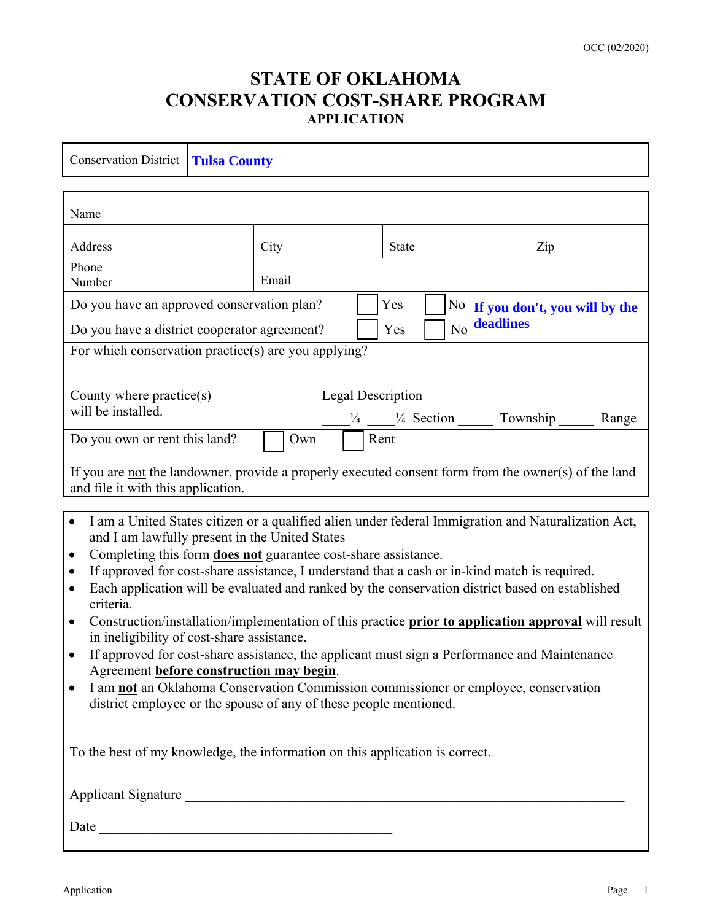OCC (02/2020)

# STATE OF OKLAHOMA
# CONSERVATION COST-SHARE PROGRAM
## APPLICATION

| Conservation District | **Tulsa County** |
|---|---|

| Name | | | |
|---|---|---|---|
| Address | City | State | Zip |
| Phone Number | Email | | |

Do you have an approved conservation plan? ☐ Yes ☐ No **If you don't, you will by the deadlines**

Do you have a district cooperator agreement? ☐ Yes ☐ No

For which conservation practice(s) are you applying?

| County where practice(s) will be installed. | Legal Description<br>____¼ ____¼ Section _____ Township _____ Range |
|---|---|

Do you own or rent this land? ☐ Own ☐ Rent

If you are not the landowner, provide a properly executed consent form from the owner(s) of the land and file it with this application.

- I am a United States citizen or a qualified alien under federal Immigration and Naturalization Act, and I am lawfully present in the United States
- Completing this form **does not** guarantee cost-share assistance.
- If approved for cost-share assistance, I understand that a cash or in-kind match is required.
- Each application will be evaluated and ranked by the conservation district based on established criteria.
- Construction/installation/implementation of this practice **prior to application approval** will result in ineligibility of cost-share assistance.
- If approved for cost-share assistance, the applicant must sign a Performance and Maintenance Agreement **before construction may begin**.
- I am **not** an Oklahoma Conservation Commission commissioner or employee, conservation district employee or the spouse of any of these people mentioned.

To the best of my knowledge, the information on this application is correct.

Applicant Signature ______________________________________________________________

Date ____________________________________________

Application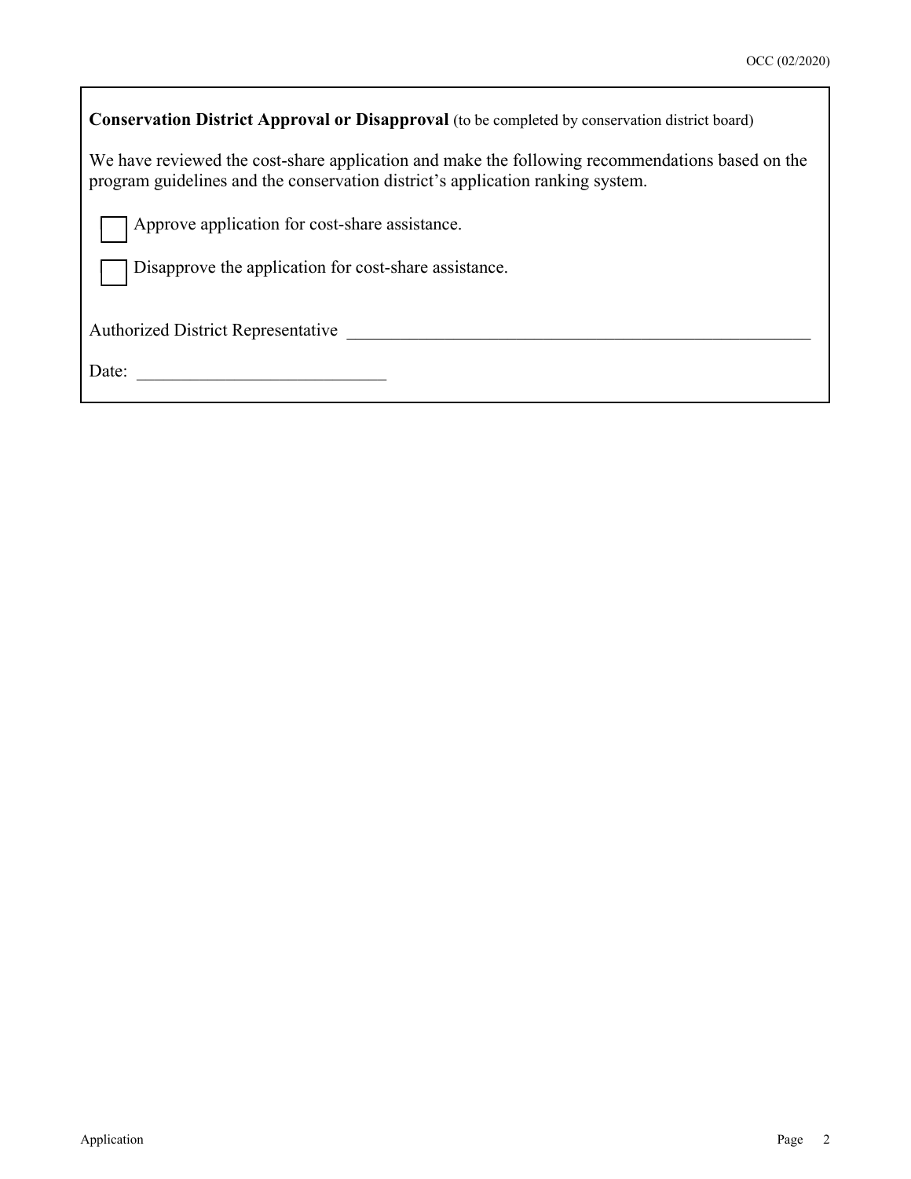**Conservation District Approval or Disapproval** (to be completed by conservation district board)

We have reviewed the cost-share application and make the following recommendations based on the program guidelines and the conservation district's application ranking system.

☐ Approve application for cost-share assistance.

☐ Disapprove the application for cost-share assistance.

Authorized District Representative \_\_\_\_\_\_\_\_\_\_\_\_\_\_\_\_\_\_\_\_\_\_\_\_\_\_\_\_\_\_\_\_\_\_\_\_\_\_\_\_\_\_\_\_\_\_\_\_\_\_\_\_

Date: \_\_\_\_\_\_\_\_\_\_\_\_\_\_\_\_\_\_\_\_\_\_\_\_\_\_\_\_